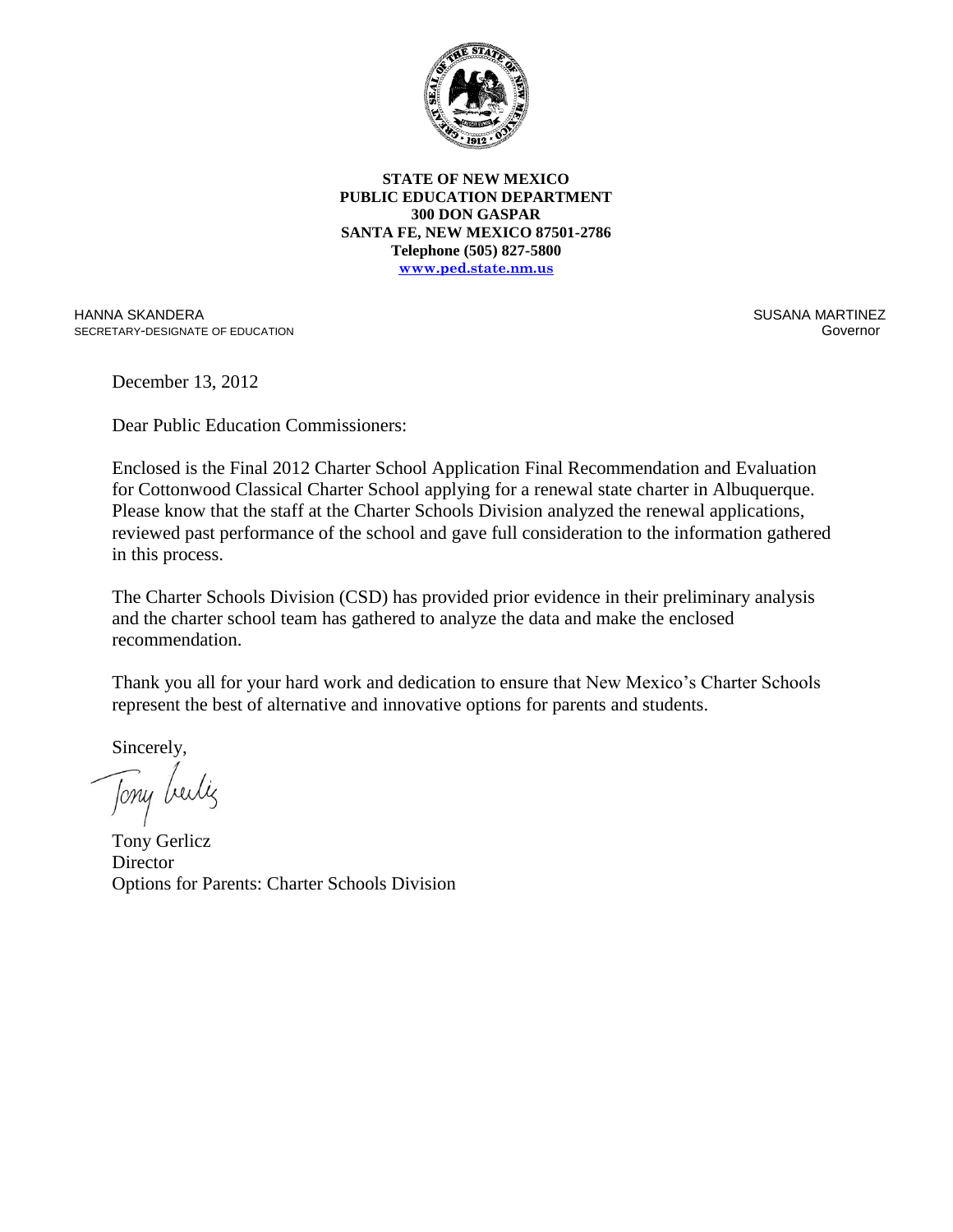**STATE OF NEW MEXICO**
**PUBLIC EDUCATION DEPARTMENT**
**300 DON GASPAR**
**SANTA FE, NEW MEXICO 87501-2786**
**Telephone (505) 827-5800**
**www.ped.state.nm.us**

HANNA SKANDERA
SECRETARY-DESIGNATE OF EDUCATION

SUSANA MARTINEZ
Governor

December 13, 2012

Dear Public Education Commissioners:

Enclosed is the Final 2012 Charter School Application Final Recommendation and Evaluation for Cottonwood Classical Charter School applying for a renewal state charter in Albuquerque. Please know that the staff at the Charter Schools Division analyzed the renewal applications, reviewed past performance of the school and gave full consideration to the information gathered in this process.

The Charter Schools Division (CSD) has provided prior evidence in their preliminary analysis and the charter school team has gathered to analyze the data and make the enclosed recommendation.

Thank you all for your hard work and dedication to ensure that New Mexico's Charter Schools represent the best of alternative and innovative options for parents and students.

Sincerely,

Tony Gerlicz
Director
Options for Parents: Charter Schools Division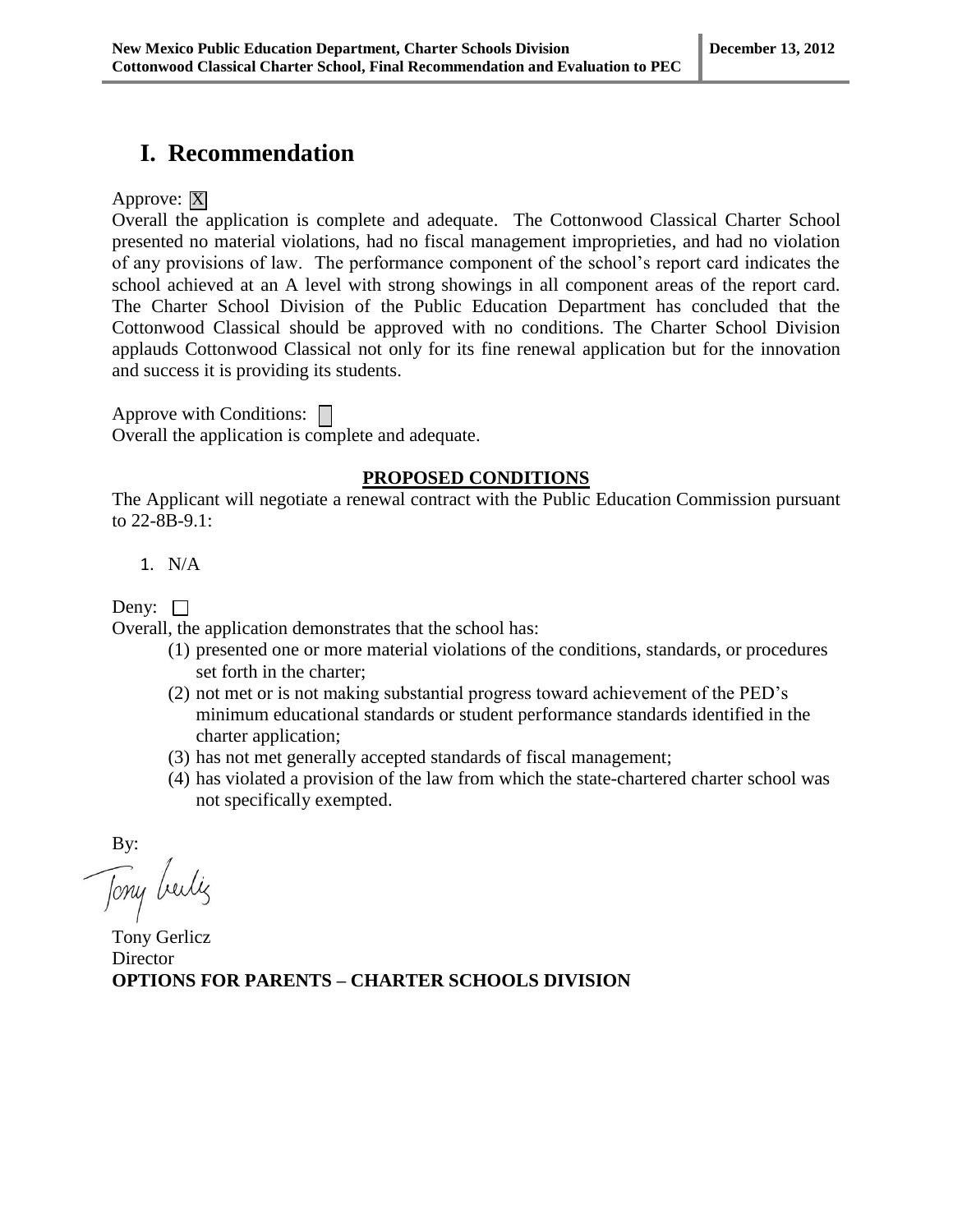# I. Recommendation

Approve: [X]

Overall the application is complete and adequate. The Cottonwood Classical Charter School presented no material violations, had no fiscal management improprieties, and had no violation of any provisions of law. The performance component of the school's report card indicates the school achieved at an A level with strong showings in all component areas of the report card. The Charter School Division of the Public Education Department has concluded that the Cottonwood Classical should be approved with no conditions. The Charter School Division applauds Cottonwood Classical not only for its fine renewal application but for the innovation and success it is providing its students.

Approve with Conditions: [ ]

Overall the application is complete and adequate.

**PROPOSED CONDITIONS**

The Applicant will negotiate a renewal contract with the Public Education Commission pursuant to 22-8B-9.1:

1. N/A

Deny: [ ]

Overall, the application demonstrates that the school has:

(1) presented one or more material violations of the conditions, standards, or procedures set forth in the charter;
(2) not met or is not making substantial progress toward achievement of the PED's minimum educational standards or student performance standards identified in the charter application;
(3) has not met generally accepted standards of fiscal management;
(4) has violated a provision of the law from which the state-chartered charter school was not specifically exempted.

By:

Tony Gerlicz
Director
**OPTIONS FOR PARENTS – CHARTER SCHOOLS DIVISION**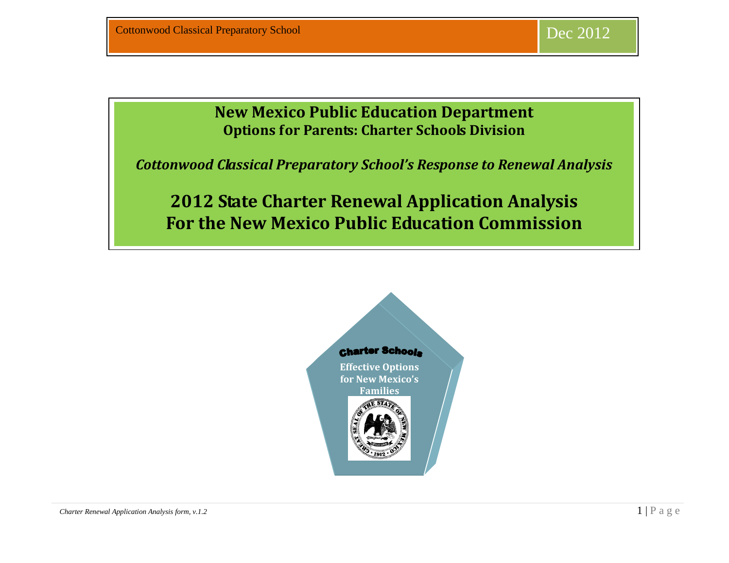Cottonwood Classical Preparatory School — Dec 2012

# New Mexico Public Education Department

## Options for Parents: Charter Schools Division

*Cottonwood Classical Preparatory School's Response to Renewal Analysis*

# 2012 State Charter Renewal Application Analysis For the New Mexico Public Education Commission

Charter Schools

Effective Options for New Mexico's Families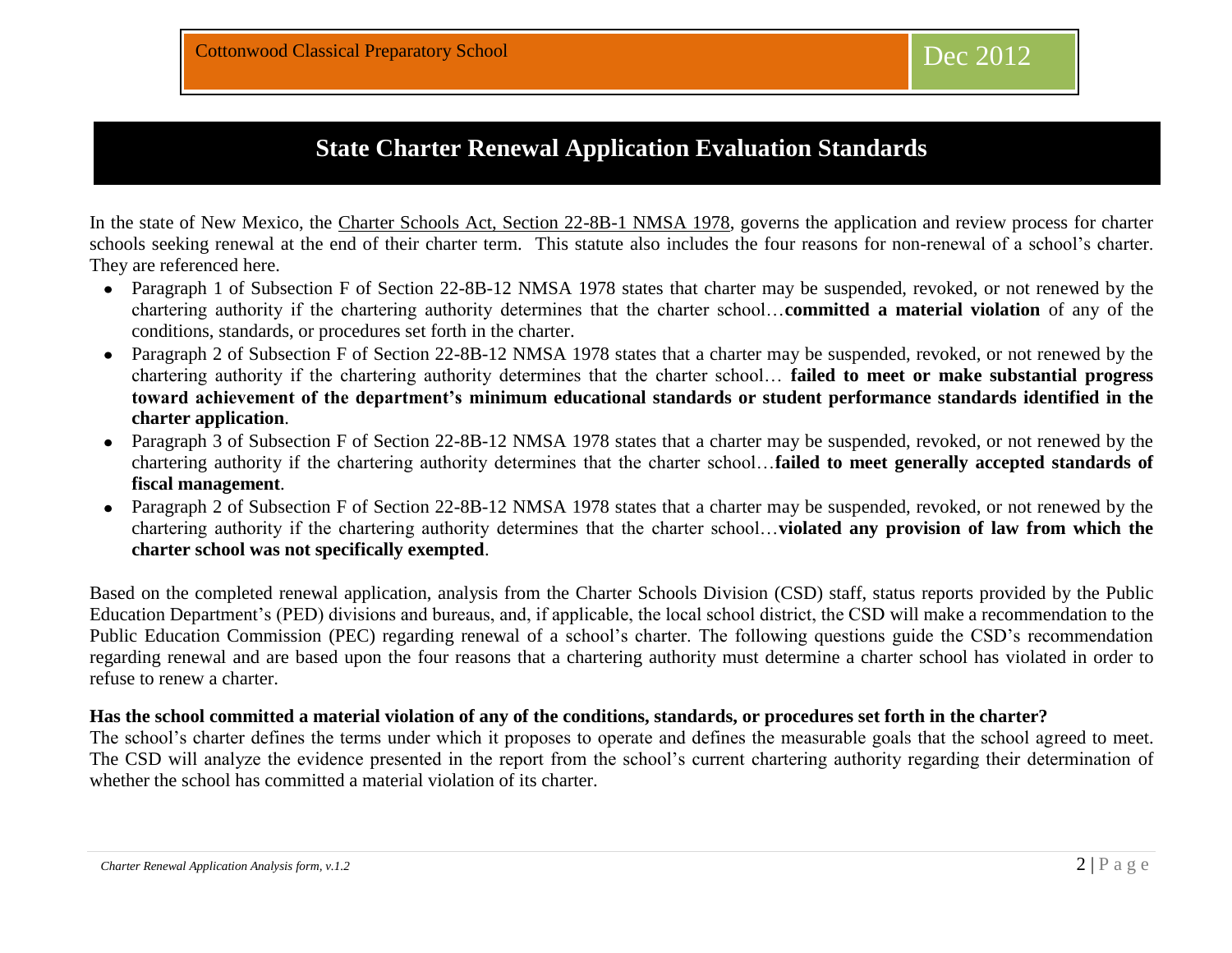# State Charter Renewal Application Evaluation Standards

In the state of New Mexico, the Charter Schools Act, Section 22-8B-1 NMSA 1978, governs the application and review process for charter schools seeking renewal at the end of their charter term. This statute also includes the four reasons for non-renewal of a school's charter. They are referenced here.

- Paragraph 1 of Subsection F of Section 22-8B-12 NMSA 1978 states that charter may be suspended, revoked, or not renewed by the chartering authority if the chartering authority determines that the charter school…**committed a material violation** of any of the conditions, standards, or procedures set forth in the charter.
- Paragraph 2 of Subsection F of Section 22-8B-12 NMSA 1978 states that a charter may be suspended, revoked, or not renewed by the chartering authority if the chartering authority determines that the charter school… **failed to meet or make substantial progress toward achievement of the department's minimum educational standards or student performance standards identified in the charter application**.
- Paragraph 3 of Subsection F of Section 22-8B-12 NMSA 1978 states that a charter may be suspended, revoked, or not renewed by the chartering authority if the chartering authority determines that the charter school…**failed to meet generally accepted standards of fiscal management**.
- Paragraph 2 of Subsection F of Section 22-8B-12 NMSA 1978 states that a charter may be suspended, revoked, or not renewed by the chartering authority if the chartering authority determines that the charter school…**violated any provision of law from which the charter school was not specifically exempted**.

Based on the completed renewal application, analysis from the Charter Schools Division (CSD) staff, status reports provided by the Public Education Department's (PED) divisions and bureaus, and, if applicable, the local school district, the CSD will make a recommendation to the Public Education Commission (PEC) regarding renewal of a school's charter. The following questions guide the CSD's recommendation regarding renewal and are based upon the four reasons that a chartering authority must determine a charter school has violated in order to refuse to renew a charter.

**Has the school committed a material violation of any of the conditions, standards, or procedures set forth in the charter?**

The school's charter defines the terms under which it proposes to operate and defines the measurable goals that the school agreed to meet. The CSD will analyze the evidence presented in the report from the school's current chartering authority regarding their determination of whether the school has committed a material violation of its charter.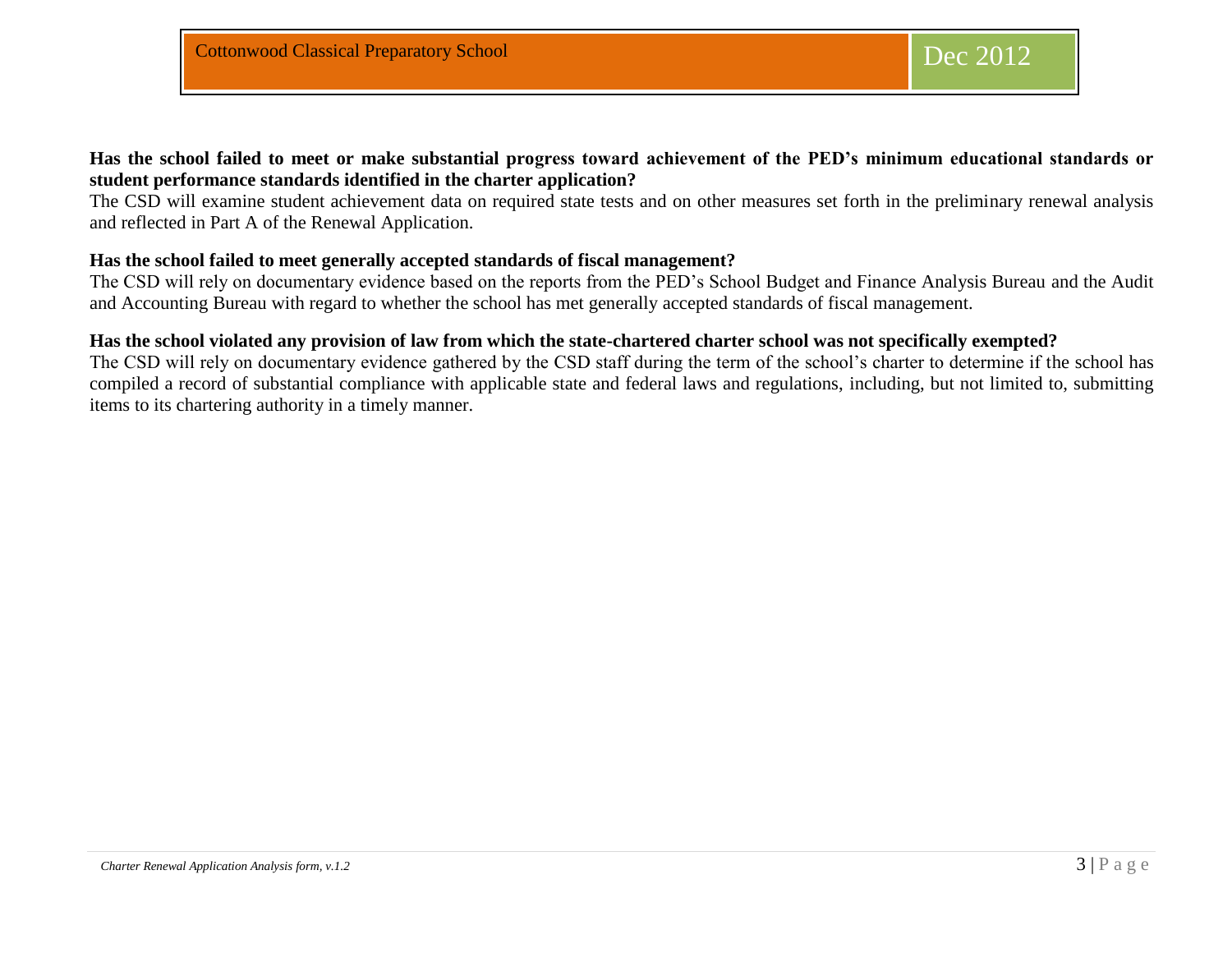**Has the school failed to meet or make substantial progress toward achievement of the PED's minimum educational standards or student performance standards identified in the charter application?**

The CSD will examine student achievement data on required state tests and on other measures set forth in the preliminary renewal analysis and reflected in Part A of the Renewal Application.

**Has the school failed to meet generally accepted standards of fiscal management?**

The CSD will rely on documentary evidence based on the reports from the PED's School Budget and Finance Analysis Bureau and the Audit and Accounting Bureau with regard to whether the school has met generally accepted standards of fiscal management.

**Has the school violated any provision of law from which the state-chartered charter school was not specifically exempted?**

The CSD will rely on documentary evidence gathered by the CSD staff during the term of the school's charter to determine if the school has compiled a record of substantial compliance with applicable state and federal laws and regulations, including, but not limited to, submitting items to its chartering authority in a timely manner.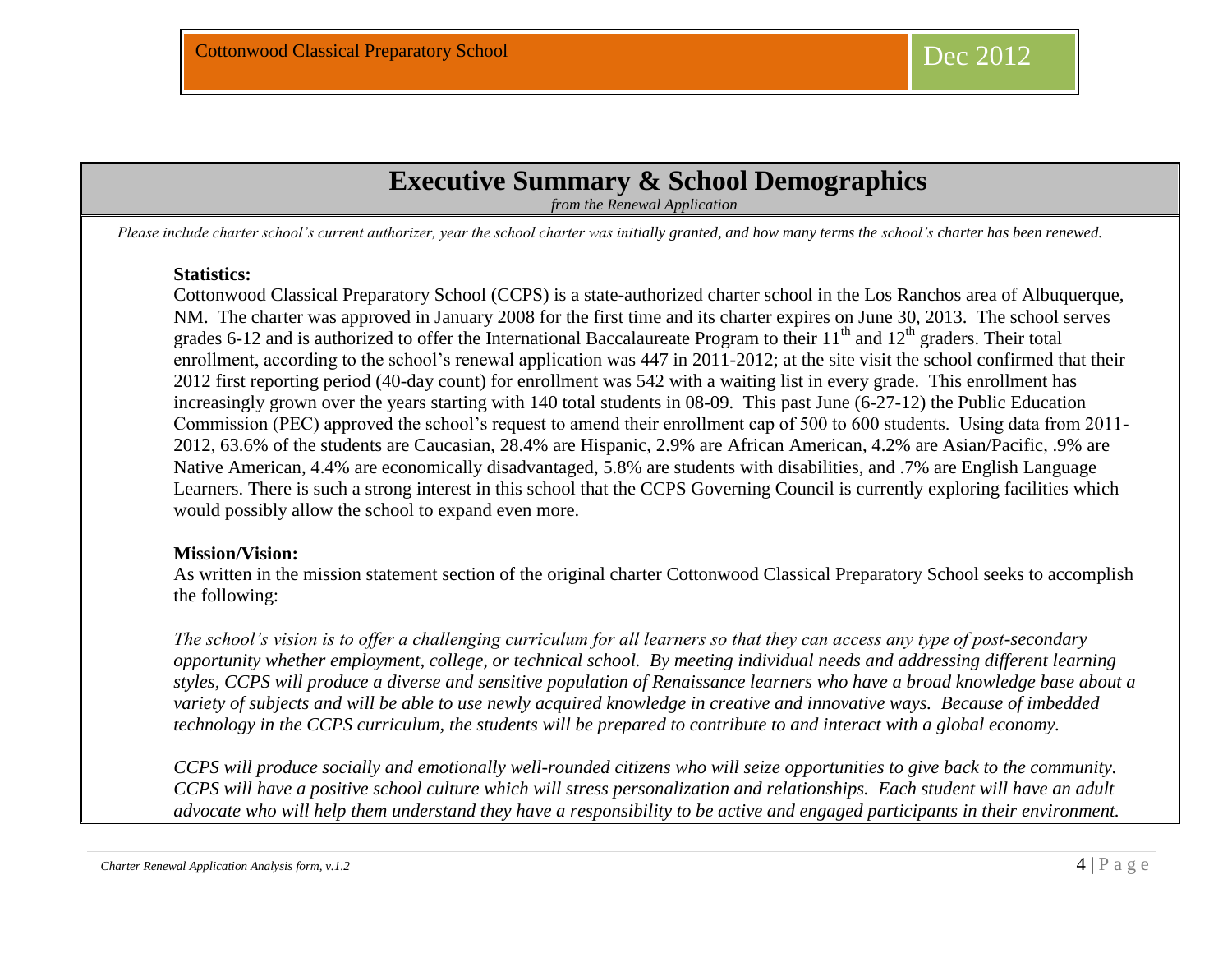# Executive Summary & School Demographics

*from the Renewal Application*

*Please include charter school's current authorizer, year the school charter was initially granted, and how many terms the school's charter has been renewed.*

**Statistics:**

Cottonwood Classical Preparatory School (CCPS) is a state-authorized charter school in the Los Ranchos area of Albuquerque, NM. The charter was approved in January 2008 for the first time and its charter expires on June 30, 2013. The school serves grades 6-12 and is authorized to offer the International Baccalaureate Program to their 11th and 12th graders. Their total enrollment, according to the school's renewal application was 447 in 2011-2012; at the site visit the school confirmed that their 2012 first reporting period (40-day count) for enrollment was 542 with a waiting list in every grade. This enrollment has increasingly grown over the years starting with 140 total students in 08-09. This past June (6-27-12) the Public Education Commission (PEC) approved the school's request to amend their enrollment cap of 500 to 600 students. Using data from 2011-2012, 63.6% of the students are Caucasian, 28.4% are Hispanic, 2.9% are African American, 4.2% are Asian/Pacific, .9% are Native American, 4.4% are economically disadvantaged, 5.8% are students with disabilities, and .7% are English Language Learners. There is such a strong interest in this school that the CCPS Governing Council is currently exploring facilities which would possibly allow the school to expand even more.

**Mission/Vision:**

As written in the mission statement section of the original charter Cottonwood Classical Preparatory School seeks to accomplish the following:

*The school's vision is to offer a challenging curriculum for all learners so that they can access any type of post-secondary opportunity whether employment, college, or technical school. By meeting individual needs and addressing different learning styles, CCPS will produce a diverse and sensitive population of Renaissance learners who have a broad knowledge base about a variety of subjects and will be able to use newly acquired knowledge in creative and innovative ways. Because of imbedded technology in the CCPS curriculum, the students will be prepared to contribute to and interact with a global economy.*

*CCPS will produce socially and emotionally well-rounded citizens who will seize opportunities to give back to the community. CCPS will have a positive school culture which will stress personalization and relationships. Each student will have an adult advocate who will help them understand they have a responsibility to be active and engaged participants in their environment.*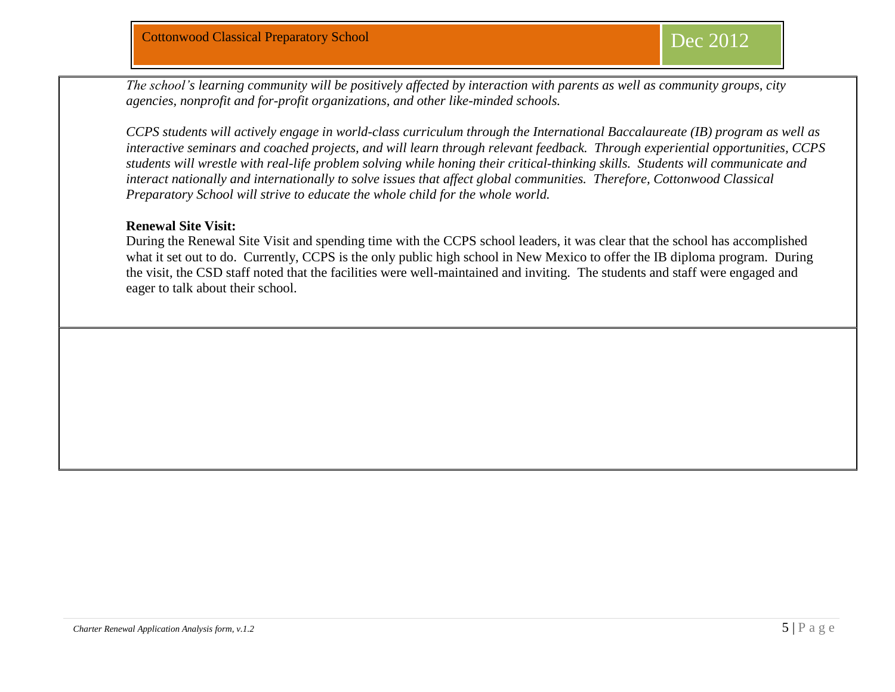*The school's learning community will be positively affected by interaction with parents as well as community groups, city agencies, nonprofit and for-profit organizations, and other like-minded schools.*

*CCPS students will actively engage in world-class curriculum through the International Baccalaureate (IB) program as well as interactive seminars and coached projects, and will learn through relevant feedback. Through experiential opportunities, CCPS students will wrestle with real-life problem solving while honing their critical-thinking skills. Students will communicate and interact nationally and internationally to solve issues that affect global communities. Therefore, Cottonwood Classical Preparatory School will strive to educate the whole child for the whole world.*

**Renewal Site Visit:**

During the Renewal Site Visit and spending time with the CCPS school leaders, it was clear that the school has accomplished what it set out to do. Currently, CCPS is the only public high school in New Mexico to offer the IB diploma program. During the visit, the CSD staff noted that the facilities were well-maintained and inviting. The students and staff were engaged and eager to talk about their school.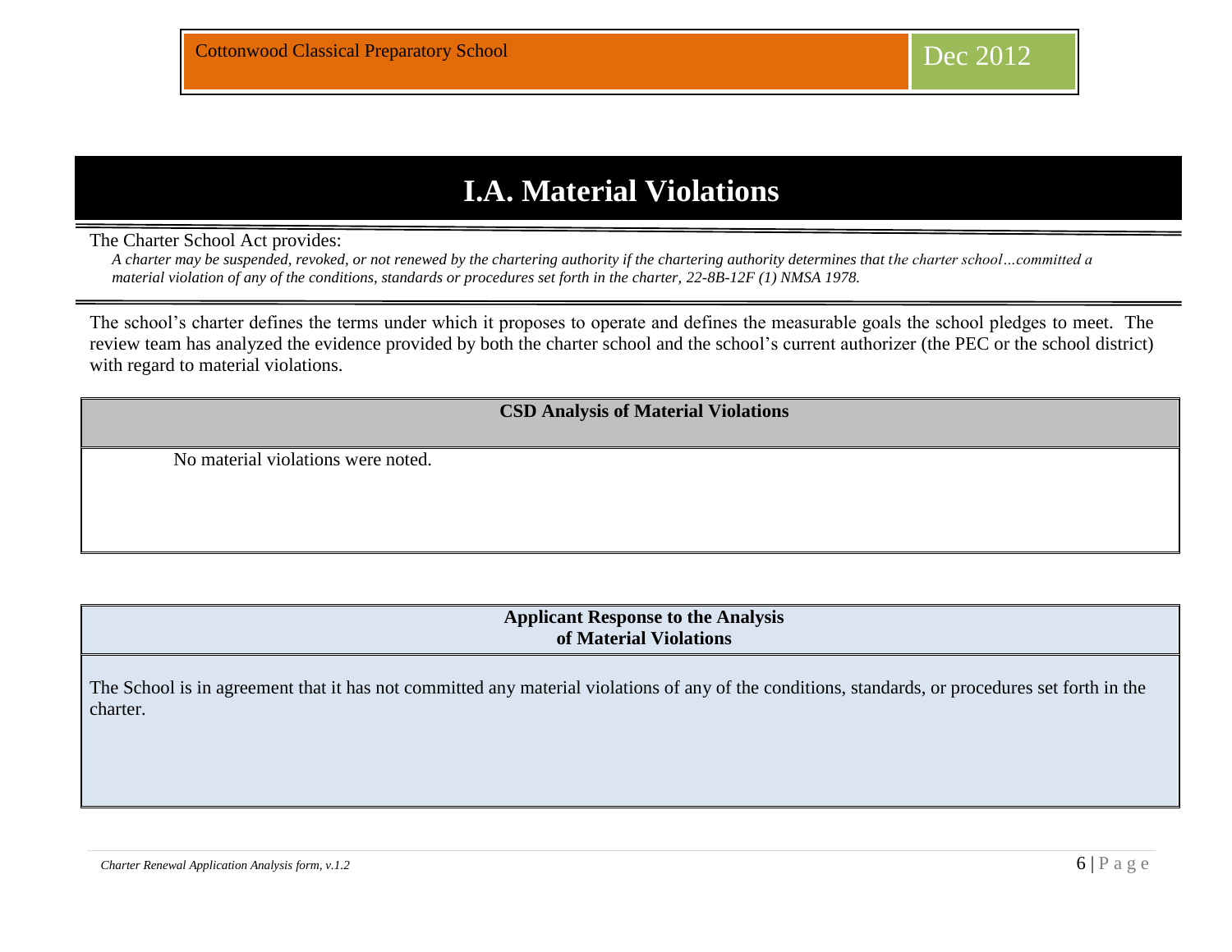# I.A. Material Violations

The Charter School Act provides:

*A charter may be suspended, revoked, or not renewed by the chartering authority if the chartering authority determines that the charter school…committed a material violation of any of the conditions, standards or procedures set forth in the charter, 22-8B-12F (1) NMSA 1978.*

The school's charter defines the terms under which it proposes to operate and defines the measurable goals the school pledges to meet. The review team has analyzed the evidence provided by both the charter school and the school's current authorizer (the PEC or the school district) with regard to material violations.

| CSD Analysis of Material Violations |
| --- |
| No material violations were noted. |

| Applicant Response to the Analysis of Material Violations |
| --- |
| The School is in agreement that it has not committed any material violations of any of the conditions, standards, or procedures set forth in the charter. |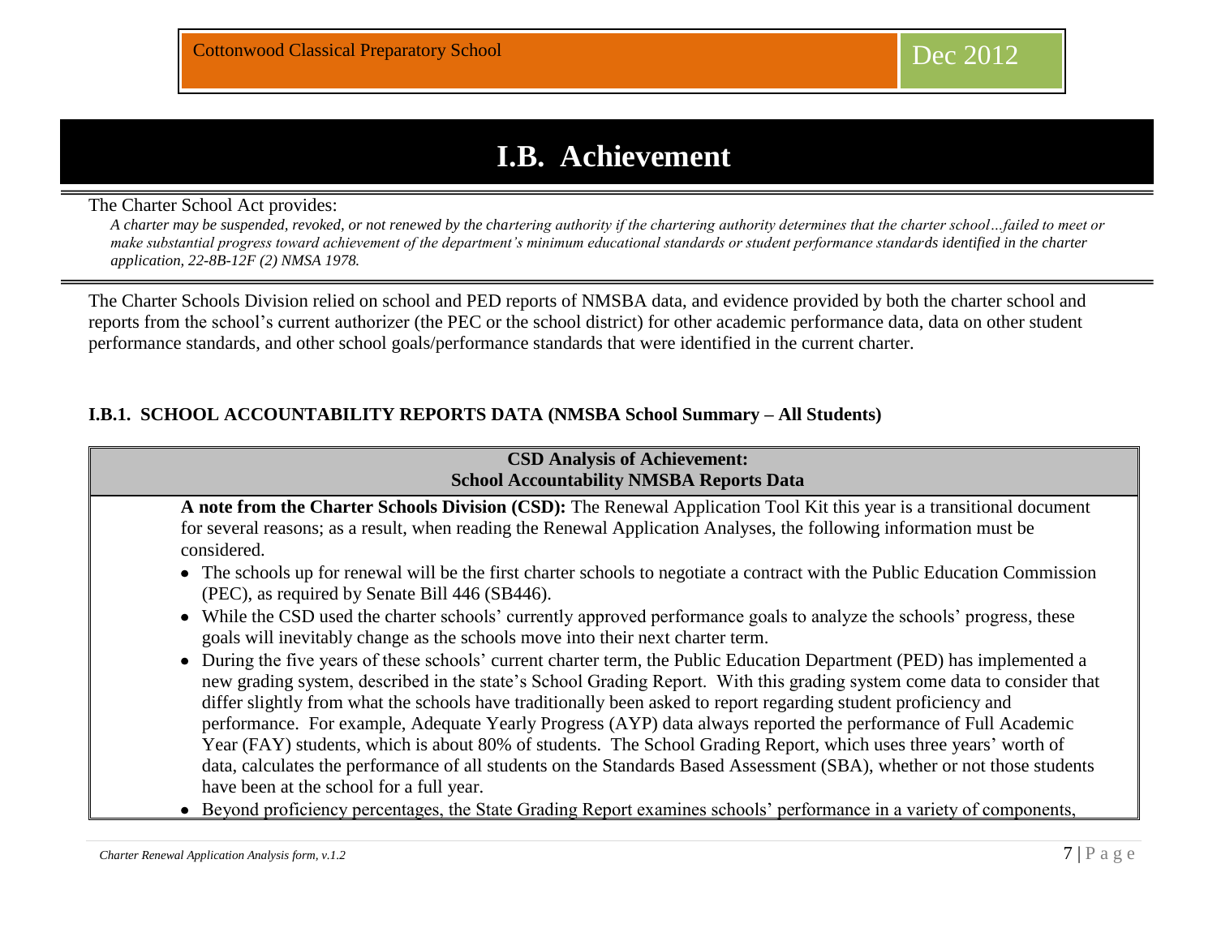# I.B. Achievement

The Charter School Act provides:

*A charter may be suspended, revoked, or not renewed by the chartering authority if the chartering authority determines that the charter school…failed to meet or make substantial progress toward achievement of the department's minimum educational standards or student performance standards identified in the charter application, 22-8B-12F (2) NMSA 1978.*

The Charter Schools Division relied on school and PED reports of NMSBA data, and evidence provided by both the charter school and reports from the school's current authorizer (the PEC or the school district) for other academic performance data, data on other student performance standards, and other school goals/performance standards that were identified in the current charter.

### I.B.1. SCHOOL ACCOUNTABILITY REPORTS DATA (NMSBA School Summary – All Students)

| CSD Analysis of Achievement: School Accountability NMSBA Reports Data |
|---|
| **A note from the Charter Schools Division (CSD):** The Renewal Application Tool Kit this year is a transitional document for several reasons; as a result, when reading the Renewal Application Analyses, the following information must be considered.<br>• The schools up for renewal will be the first charter schools to negotiate a contract with the Public Education Commission (PEC), as required by Senate Bill 446 (SB446).<br>• While the CSD used the charter schools' currently approved performance goals to analyze the schools' progress, these goals will inevitably change as the schools move into their next charter term.<br>• During the five years of these schools' current charter term, the Public Education Department (PED) has implemented a new grading system, described in the state's School Grading Report. With this grading system come data to consider that differ slightly from what the schools have traditionally been asked to report regarding student proficiency and performance. For example, Adequate Yearly Progress (AYP) data always reported the performance of Full Academic Year (FAY) students, which is about 80% of students. The School Grading Report, which uses three years' worth of data, calculates the performance of all students on the Standards Based Assessment (SBA), whether or not those students have been at the school for a full year.<br>• Beyond proficiency percentages, the State Grading Report examines schools' performance in a variety of components, |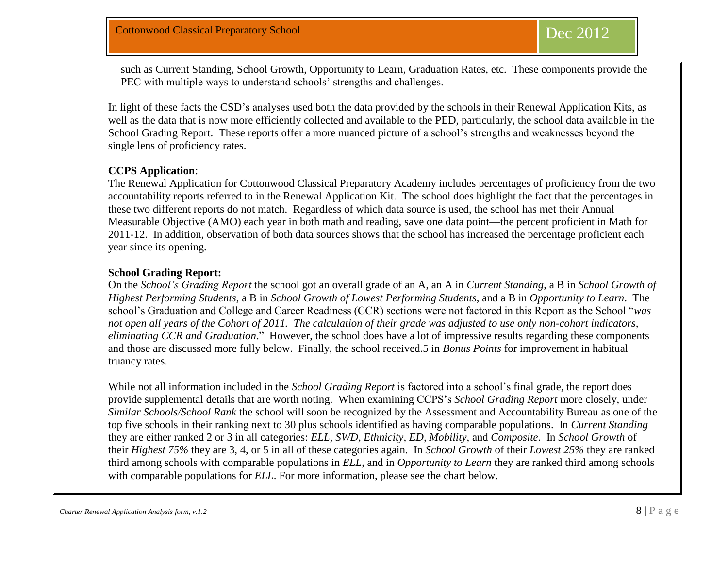such as Current Standing, School Growth, Opportunity to Learn, Graduation Rates, etc. These components provide the PEC with multiple ways to understand schools' strengths and challenges.

In light of these facts the CSD's analyses used both the data provided by the schools in their Renewal Application Kits, as well as the data that is now more efficiently collected and available to the PED, particularly, the school data available in the School Grading Report. These reports offer a more nuanced picture of a school's strengths and weaknesses beyond the single lens of proficiency rates.

**CCPS Application**:

The Renewal Application for Cottonwood Classical Preparatory Academy includes percentages of proficiency from the two accountability reports referred to in the Renewal Application Kit. The school does highlight the fact that the percentages in these two different reports do not match. Regardless of which data source is used, the school has met their Annual Measurable Objective (AMO) each year in both math and reading, save one data point—the percent proficient in Math for 2011-12. In addition, observation of both data sources shows that the school has increased the percentage proficient each year since its opening.

**School Grading Report:**

On the *School's Grading Report* the school got an overall grade of an A, an A in *Current Standing*, a B in *School Growth of Highest Performing Students*, a B in *School Growth of Lowest Performing Students*, and a B in *Opportunity to Learn*. The school's Graduation and College and Career Readiness (CCR) sections were not factored in this Report as the School "*was not open all years of the Cohort of 2011. The calculation of their grade was adjusted to use only non-cohort indicators, eliminating CCR and Graduation*." However, the school does have a lot of impressive results regarding these components and those are discussed more fully below. Finally, the school received.5 in *Bonus Points* for improvement in habitual truancy rates.

While not all information included in the *School Grading Report* is factored into a school's final grade, the report does provide supplemental details that are worth noting. When examining CCPS's *School Grading Report* more closely, under *Similar Schools/School Rank* the school will soon be recognized by the Assessment and Accountability Bureau as one of the top five schools in their ranking next to 30 plus schools identified as having comparable populations. In *Current Standing* they are either ranked 2 or 3 in all categories: *ELL*, *SWD*, *Ethnicity*, *ED*, *Mobility*, and *Composite*. In *School Growth* of their *Highest 75%* they are 3, 4, or 5 in all of these categories again. In *School Growth* of their *Lowest 25%* they are ranked third among schools with comparable populations in *ELL*, and in *Opportunity to Learn* they are ranked third among schools with comparable populations for *ELL*. For more information, please see the chart below.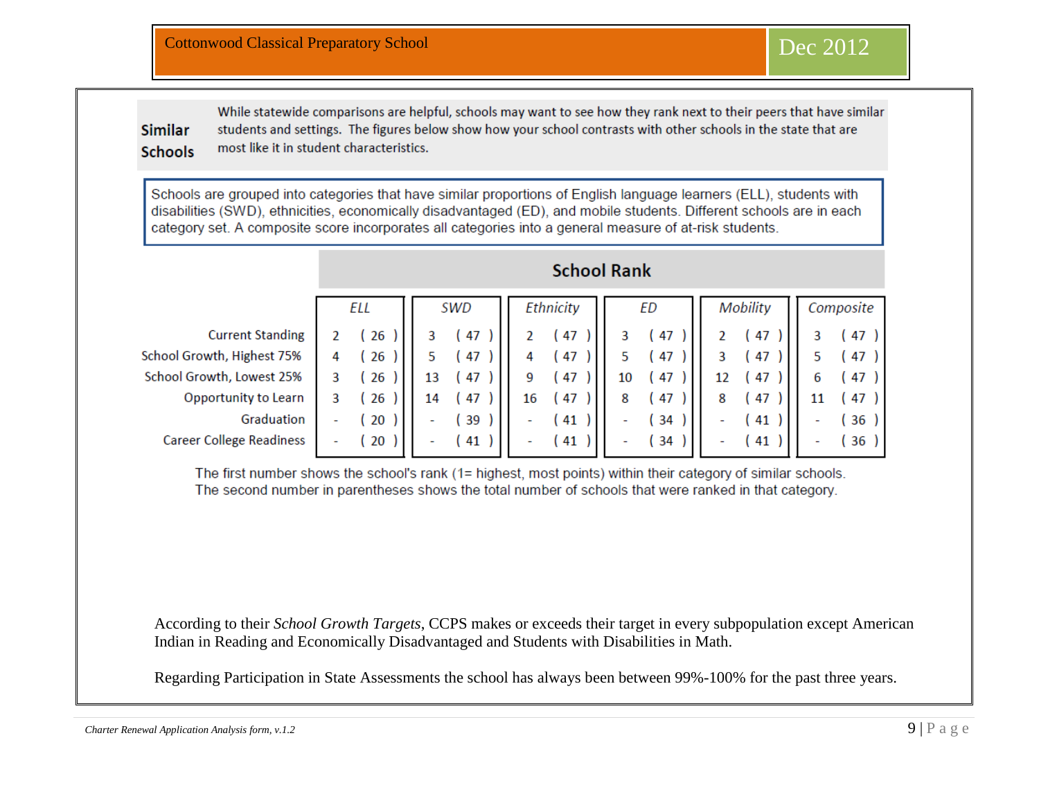Cottonwood Classical Preparatory School — Dec 2012

**Similar Schools**

While statewide comparisons are helpful, schools may want to see how they rank next to their peers that have similar students and settings. The figures below show how your school contrasts with other schools in the state that are most like it in student characteristics.

Schools are grouped into categories that have similar proportions of English language learners (ELL), students with disabilities (SWD), ethnicities, economically disadvantaged (ED), and mobile students. Different schools are in each category set. A composite score incorporates all categories into a general measure of at-risk students.

**School Rank**

| | ELL | | SWD | | Ethnicity | | ED | | Mobility | | Composite | |
|---|---|---|---|---|---|---|---|---|---|---|---|---|
| Current Standing | 2 | ( 26 ) | 3 | ( 47 ) | 2 | ( 47 ) | 3 | ( 47 ) | 2 | ( 47 ) | 3 | ( 47 ) |
| School Growth, Highest 75% | 4 | ( 26 ) | 5 | ( 47 ) | 4 | ( 47 ) | 5 | ( 47 ) | 3 | ( 47 ) | 5 | ( 47 ) |
| School Growth, Lowest 25% | 3 | ( 26 ) | 13 | ( 47 ) | 9 | ( 47 ) | 10 | ( 47 ) | 12 | ( 47 ) | 6 | ( 47 ) |
| Opportunity to Learn | 3 | ( 26 ) | 14 | ( 47 ) | 16 | ( 47 ) | 8 | ( 47 ) | 8 | ( 47 ) | 11 | ( 47 ) |
| Graduation | - | ( 20 ) | - | ( 39 ) | - | ( 41 ) | - | ( 34 ) | - | ( 41 ) | - | ( 36 ) |
| Career College Readiness | - | ( 20 ) | - | ( 41 ) | - | ( 41 ) | - | ( 34 ) | - | ( 41 ) | - | ( 36 ) |

The first number shows the school's rank (1= highest, most points) within their category of similar schools.
The second number in parentheses shows the total number of schools that were ranked in that category.

According to their *School Growth Targets*, CCPS makes or exceeds their target in every subpopulation except American Indian in Reading and Economically Disadvantaged and Students with Disabilities in Math.

Regarding Participation in State Assessments the school has always been between 99%-100% for the past three years.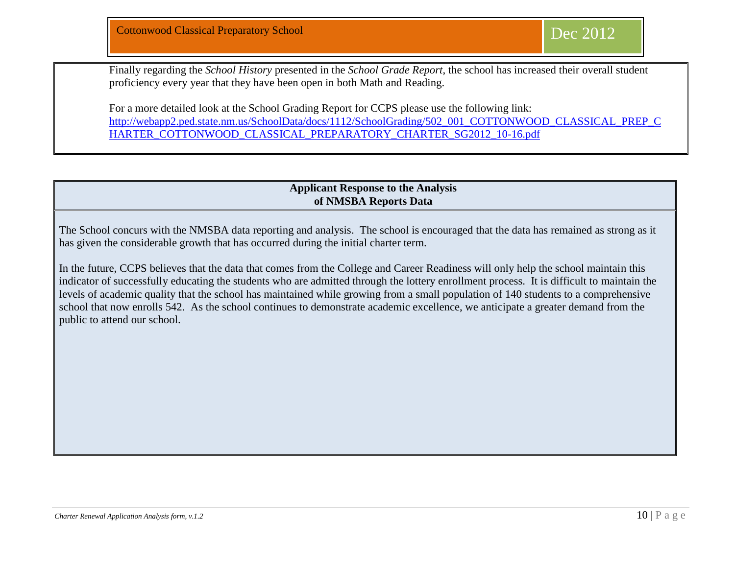Finally regarding the *School History* presented in the *School Grade Report*, the school has increased their overall student proficiency every year that they have been open in both Math and Reading.

For a more detailed look at the School Grading Report for CCPS please use the following link: http://webapp2.ped.state.nm.us/SchoolData/docs/1112/SchoolGrading/502_001_COTTONWOOD_CLASSICAL_PREP_CHARTER_COTTONWOOD_CLASSICAL_PREPARATORY_CHARTER_SG2012_10-16.pdf

**Applicant Response to the Analysis of NMSBA Reports Data**

The School concurs with the NMSBA data reporting and analysis. The school is encouraged that the data has remained as strong as it has given the considerable growth that has occurred during the initial charter term.

In the future, CCPS believes that the data that comes from the College and Career Readiness will only help the school maintain this indicator of successfully educating the students who are admitted through the lottery enrollment process. It is difficult to maintain the levels of academic quality that the school has maintained while growing from a small population of 140 students to a comprehensive school that now enrolls 542. As the school continues to demonstrate academic excellence, we anticipate a greater demand from the public to attend our school.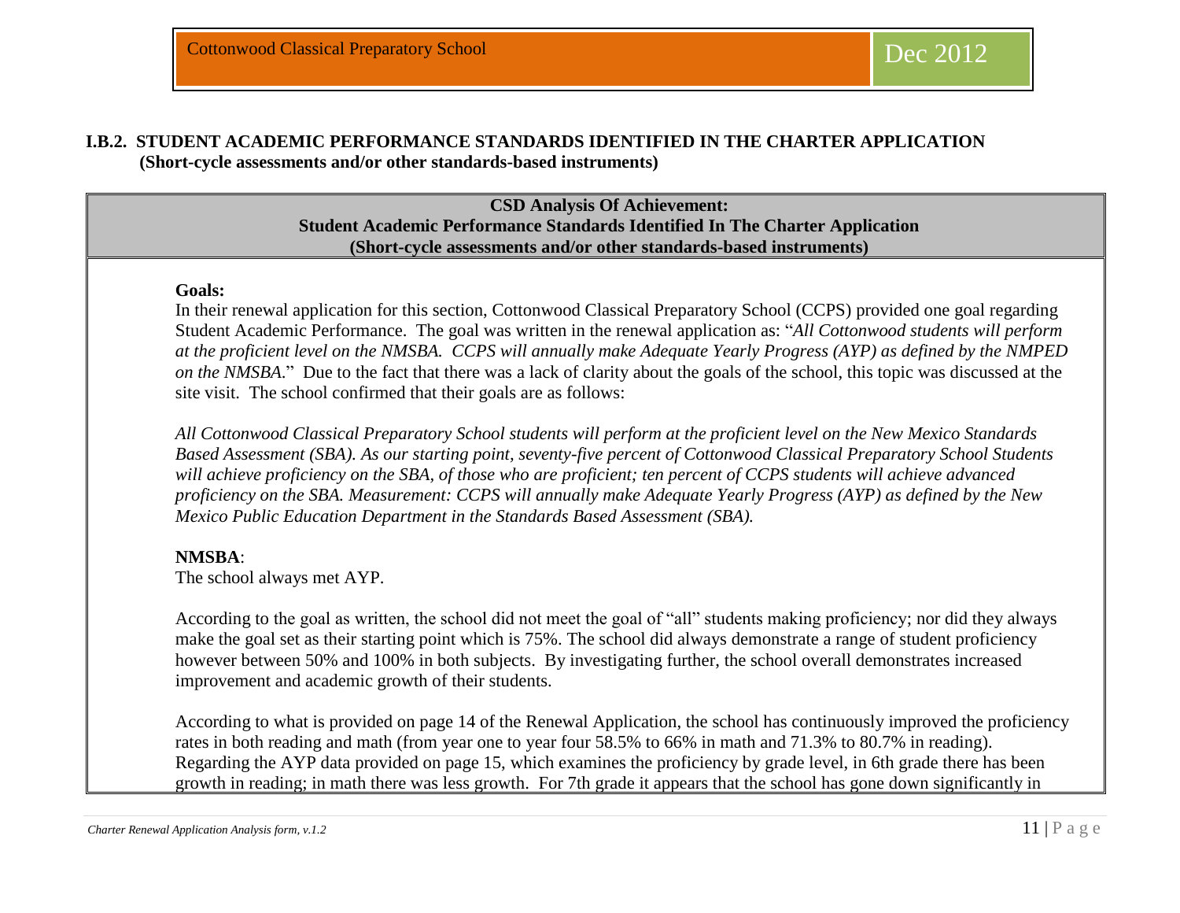## I.B.2. STUDENT ACADEMIC PERFORMANCE STANDARDS IDENTIFIED IN THE CHARTER APPLICATION (Short-cycle assessments and/or other standards-based instruments)

**CSD Analysis Of Achievement: Student Academic Performance Standards Identified In The Charter Application (Short-cycle assessments and/or other standards-based instruments)**

**Goals:**

In their renewal application for this section, Cottonwood Classical Preparatory School (CCPS) provided one goal regarding Student Academic Performance. The goal was written in the renewal application as: "*All Cottonwood students will perform at the proficient level on the NMSBA. CCPS will annually make Adequate Yearly Progress (AYP) as defined by the NMPED on the NMSBA.*" Due to the fact that there was a lack of clarity about the goals of the school, this topic was discussed at the site visit. The school confirmed that their goals are as follows:

*All Cottonwood Classical Preparatory School students will perform at the proficient level on the New Mexico Standards Based Assessment (SBA). As our starting point, seventy-five percent of Cottonwood Classical Preparatory School Students will achieve proficiency on the SBA, of those who are proficient; ten percent of CCPS students will achieve advanced proficiency on the SBA. Measurement: CCPS will annually make Adequate Yearly Progress (AYP) as defined by the New Mexico Public Education Department in the Standards Based Assessment (SBA).*

**NMSBA**:

The school always met AYP.

According to the goal as written, the school did not meet the goal of "all" students making proficiency; nor did they always make the goal set as their starting point which is 75%. The school did always demonstrate a range of student proficiency however between 50% and 100% in both subjects. By investigating further, the school overall demonstrates increased improvement and academic growth of their students.

According to what is provided on page 14 of the Renewal Application, the school has continuously improved the proficiency rates in both reading and math (from year one to year four 58.5% to 66% in math and 71.3% to 80.7% in reading). Regarding the AYP data provided on page 15, which examines the proficiency by grade level, in 6th grade there has been growth in reading; in math there was less growth. For 7th grade it appears that the school has gone down significantly in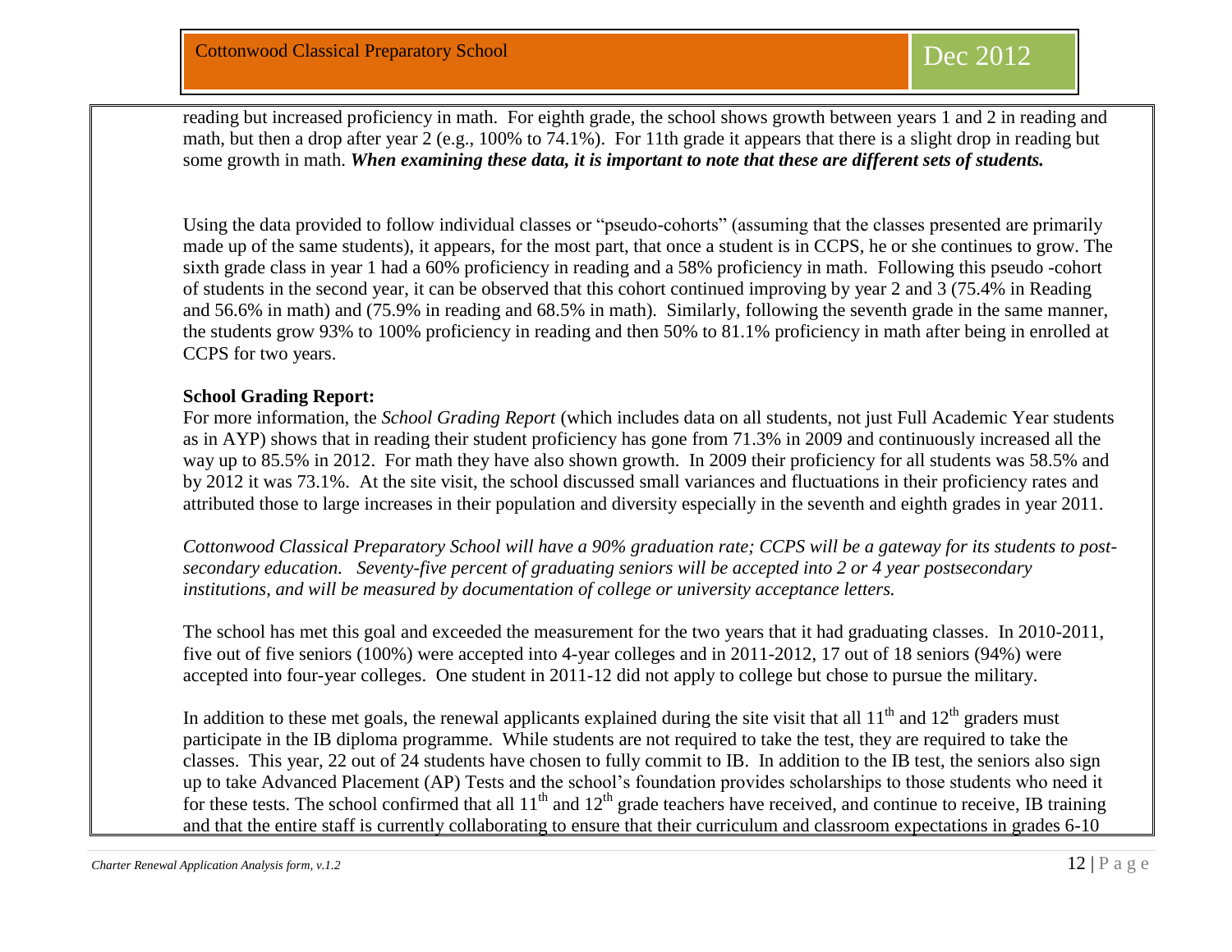reading but increased proficiency in math. For eighth grade, the school shows growth between years 1 and 2 in reading and math, but then a drop after year 2 (e.g., 100% to 74.1%). For 11th grade it appears that there is a slight drop in reading but some growth in math. ***When examining these data, it is important to note that these are different sets of students.***

Using the data provided to follow individual classes or "pseudo-cohorts" (assuming that the classes presented are primarily made up of the same students), it appears, for the most part, that once a student is in CCPS, he or she continues to grow. The sixth grade class in year 1 had a 60% proficiency in reading and a 58% proficiency in math. Following this pseudo -cohort of students in the second year, it can be observed that this cohort continued improving by year 2 and 3 (75.4% in Reading and 56.6% in math) and (75.9% in reading and 68.5% in math). Similarly, following the seventh grade in the same manner, the students grow 93% to 100% proficiency in reading and then 50% to 81.1% proficiency in math after being in enrolled at CCPS for two years.

**School Grading Report:**

For more information, the *School Grading Report* (which includes data on all students, not just Full Academic Year students as in AYP) shows that in reading their student proficiency has gone from 71.3% in 2009 and continuously increased all the way up to 85.5% in 2012. For math they have also shown growth. In 2009 their proficiency for all students was 58.5% and by 2012 it was 73.1%. At the site visit, the school discussed small variances and fluctuations in their proficiency rates and attributed those to large increases in their population and diversity especially in the seventh and eighth grades in year 2011.

*Cottonwood Classical Preparatory School will have a 90% graduation rate; CCPS will be a gateway for its students to post-secondary education. Seventy-five percent of graduating seniors will be accepted into 2 or 4 year postsecondary institutions, and will be measured by documentation of college or university acceptance letters.*

The school has met this goal and exceeded the measurement for the two years that it had graduating classes. In 2010-2011, five out of five seniors (100%) were accepted into 4-year colleges and in 2011-2012, 17 out of 18 seniors (94%) were accepted into four-year colleges. One student in 2011-12 did not apply to college but chose to pursue the military.

In addition to these met goals, the renewal applicants explained during the site visit that all 11th and 12th graders must participate in the IB diploma programme. While students are not required to take the test, they are required to take the classes. This year, 22 out of 24 students have chosen to fully commit to IB. In addition to the IB test, the seniors also sign up to take Advanced Placement (AP) Tests and the school's foundation provides scholarships to those students who need it for these tests. The school confirmed that all 11th and 12th grade teachers have received, and continue to receive, IB training and that the entire staff is currently collaborating to ensure that their curriculum and classroom expectations in grades 6-10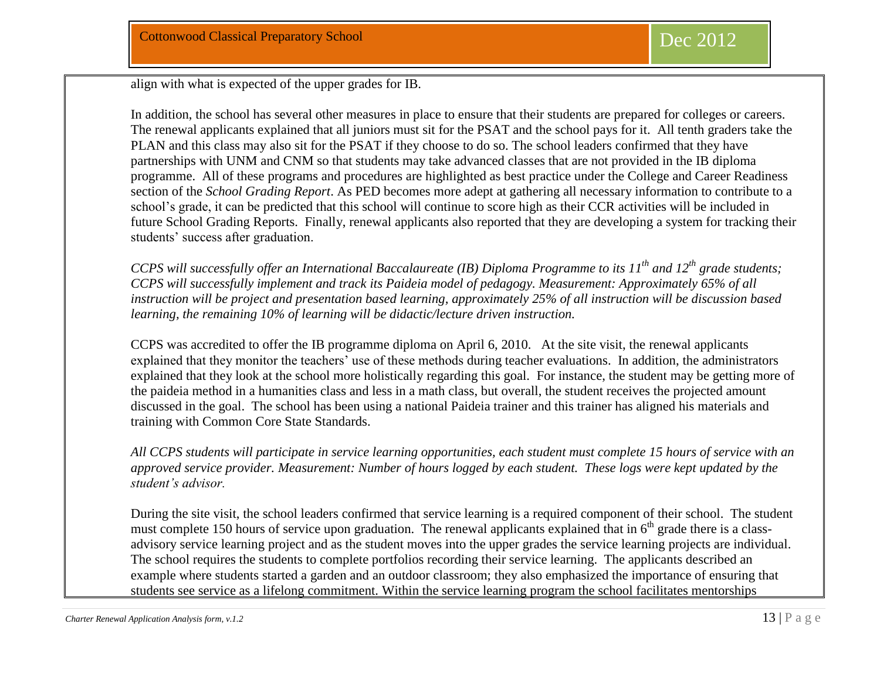align with what is expected of the upper grades for IB.

In addition, the school has several other measures in place to ensure that their students are prepared for colleges or careers. The renewal applicants explained that all juniors must sit for the PSAT and the school pays for it. All tenth graders take the PLAN and this class may also sit for the PSAT if they choose to do so. The school leaders confirmed that they have partnerships with UNM and CNM so that students may take advanced classes that are not provided in the IB diploma programme. All of these programs and procedures are highlighted as best practice under the College and Career Readiness section of the *School Grading Report*. As PED becomes more adept at gathering all necessary information to contribute to a school's grade, it can be predicted that this school will continue to score high as their CCR activities will be included in future School Grading Reports. Finally, renewal applicants also reported that they are developing a system for tracking their students' success after graduation.

*CCPS will successfully offer an International Baccalaureate (IB) Diploma Programme to its 11th and 12th grade students; CCPS will successfully implement and track its Paideia model of pedagogy. Measurement: Approximately 65% of all instruction will be project and presentation based learning, approximately 25% of all instruction will be discussion based learning, the remaining 10% of learning will be didactic/lecture driven instruction.*

CCPS was accredited to offer the IB programme diploma on April 6, 2010. At the site visit, the renewal applicants explained that they monitor the teachers' use of these methods during teacher evaluations. In addition, the administrators explained that they look at the school more holistically regarding this goal. For instance, the student may be getting more of the paideia method in a humanities class and less in a math class, but overall, the student receives the projected amount discussed in the goal. The school has been using a national Paideia trainer and this trainer has aligned his materials and training with Common Core State Standards.

*All CCPS students will participate in service learning opportunities, each student must complete 15 hours of service with an approved service provider. Measurement: Number of hours logged by each student. These logs were kept updated by the student's advisor.*

During the site visit, the school leaders confirmed that service learning is a required component of their school. The student must complete 150 hours of service upon graduation. The renewal applicants explained that in 6th grade there is a class-advisory service learning project and as the student moves into the upper grades the service learning projects are individual. The school requires the students to complete portfolios recording their service learning. The applicants described an example where students started a garden and an outdoor classroom; they also emphasized the importance of ensuring that students see service as a lifelong commitment. Within the service learning program the school facilitates mentorships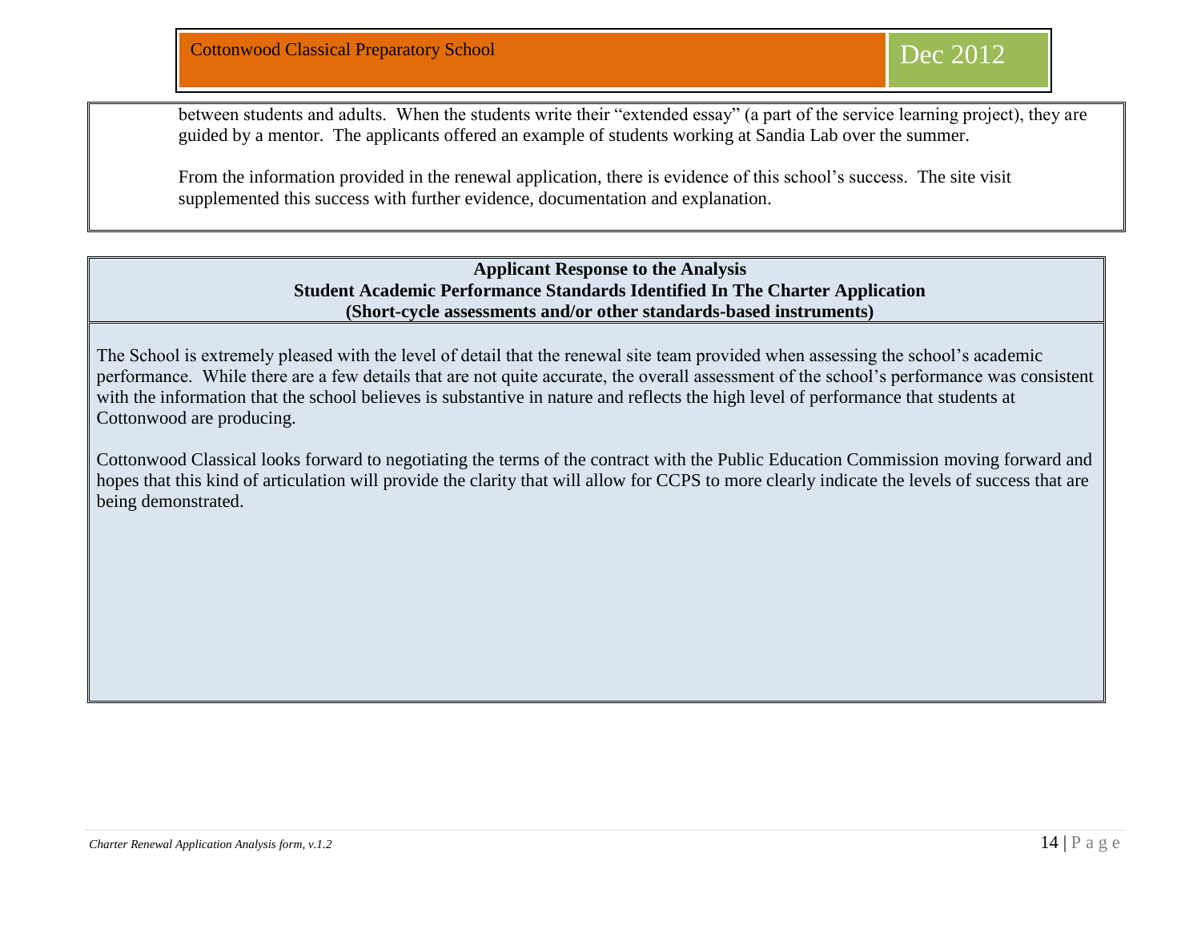between students and adults. When the students write their "extended essay" (a part of the service learning project), they are guided by a mentor. The applicants offered an example of students working at Sandia Lab over the summer.

From the information provided in the renewal application, there is evidence of this school's success. The site visit supplemented this success with further evidence, documentation and explanation.

**Applicant Response to the Analysis**
**Student Academic Performance Standards Identified In The Charter Application**
**(Short-cycle assessments and/or other standards-based instruments)**

The School is extremely pleased with the level of detail that the renewal site team provided when assessing the school's academic performance. While there are a few details that are not quite accurate, the overall assessment of the school's performance was consistent with the information that the school believes is substantive in nature and reflects the high level of performance that students at Cottonwood are producing.

Cottonwood Classical looks forward to negotiating the terms of the contract with the Public Education Commission moving forward and hopes that this kind of articulation will provide the clarity that will allow for CCPS to more clearly indicate the levels of success that are being demonstrated.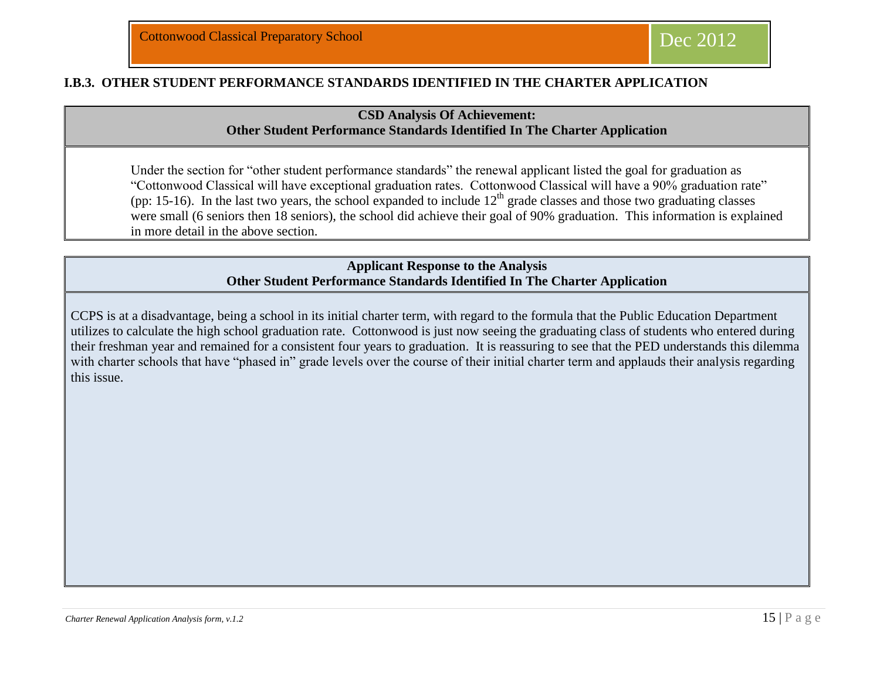### I.B.3. OTHER STUDENT PERFORMANCE STANDARDS IDENTIFIED IN THE CHARTER APPLICATION

**CSD Analysis Of Achievement:**
**Other Student Performance Standards Identified In The Charter Application**

Under the section for "other student performance standards" the renewal applicant listed the goal for graduation as "Cottonwood Classical will have exceptional graduation rates. Cottonwood Classical will have a 90% graduation rate" (pp: 15-16). In the last two years, the school expanded to include 12th grade classes and those two graduating classes were small (6 seniors then 18 seniors), the school did achieve their goal of 90% graduation. This information is explained in more detail in the above section.

**Applicant Response to the Analysis**
**Other Student Performance Standards Identified In The Charter Application**

CCPS is at a disadvantage, being a school in its initial charter term, with regard to the formula that the Public Education Department utilizes to calculate the high school graduation rate. Cottonwood is just now seeing the graduating class of students who entered during their freshman year and remained for a consistent four years to graduation. It is reassuring to see that the PED understands this dilemma with charter schools that have "phased in" grade levels over the course of their initial charter term and applauds their analysis regarding this issue.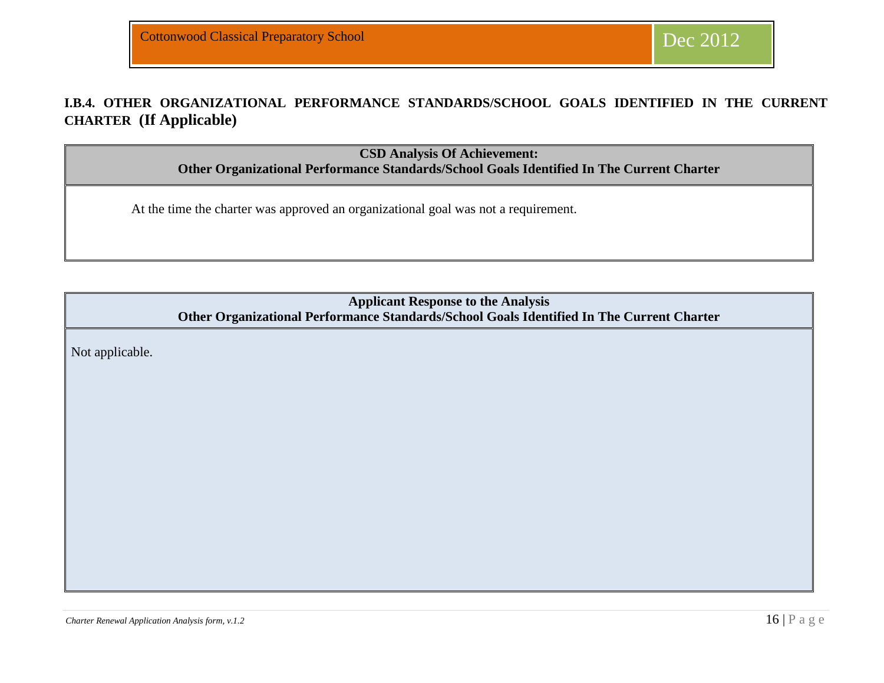## I.B.4. OTHER ORGANIZATIONAL PERFORMANCE STANDARDS/SCHOOL GOALS IDENTIFIED IN THE CURRENT CHARTER (If Applicable)

| **CSD Analysis Of Achievement:**<br>**Other Organizational Performance Standards/School Goals Identified In The Current Charter** |
|---|
| At the time the charter was approved an organizational goal was not a requirement. |

| **Applicant Response to the Analysis**<br>**Other Organizational Performance Standards/School Goals Identified In The Current Charter** |
|---|
| Not applicable. |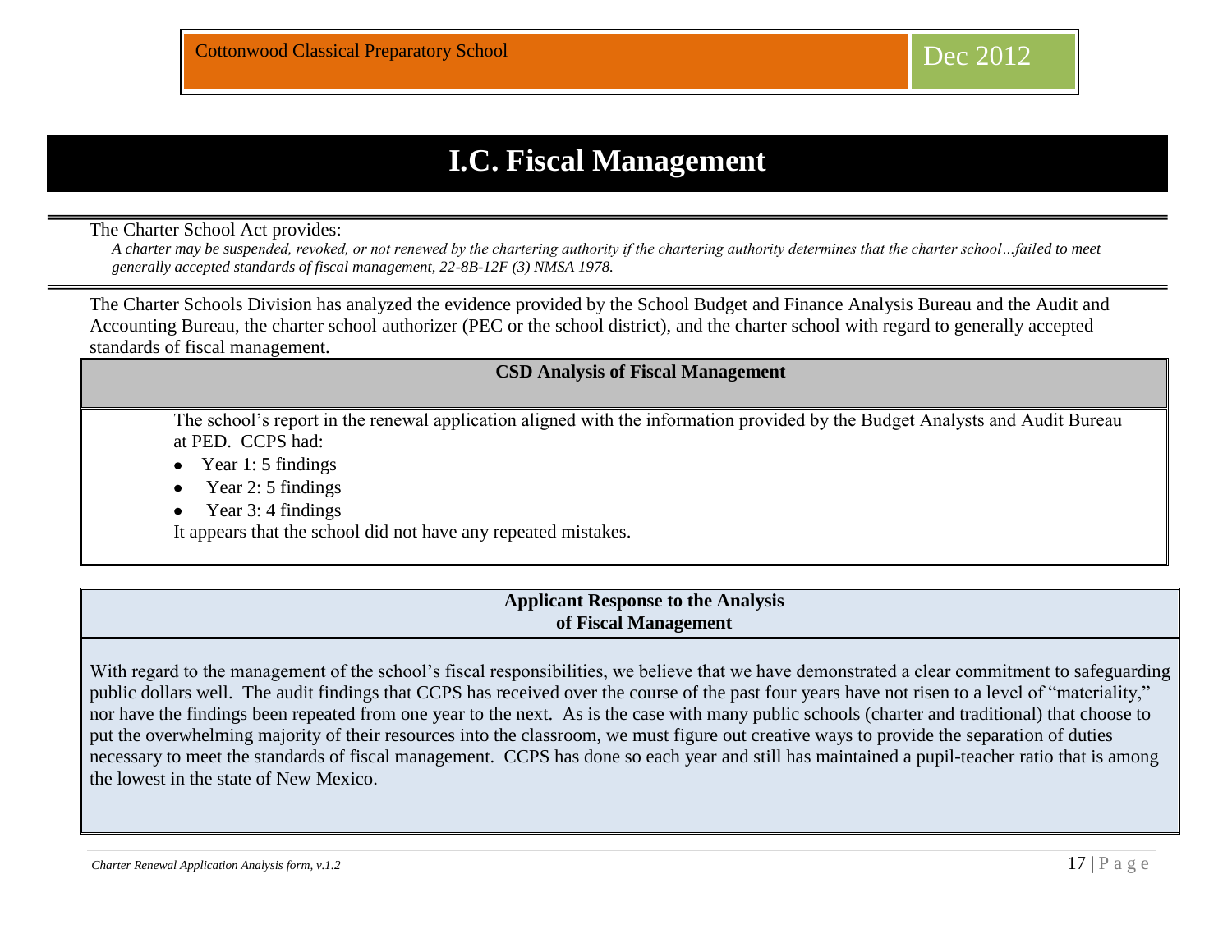# I.C. Fiscal Management

The Charter School Act provides:

*A charter may be suspended, revoked, or not renewed by the chartering authority if the chartering authority determines that the charter school…failed to meet generally accepted standards of fiscal management, 22-8B-12F (3) NMSA 1978.*

The Charter Schools Division has analyzed the evidence provided by the School Budget and Finance Analysis Bureau and the Audit and Accounting Bureau, the charter school authorizer (PEC or the school district), and the charter school with regard to generally accepted standards of fiscal management.

## CSD Analysis of Fiscal Management

The school's report in the renewal application aligned with the information provided by the Budget Analysts and Audit Bureau at PED. CCPS had:

- Year 1: 5 findings
- Year 2: 5 findings
- Year 3: 4 findings

It appears that the school did not have any repeated mistakes.

## Applicant Response to the Analysis of Fiscal Management

With regard to the management of the school's fiscal responsibilities, we believe that we have demonstrated a clear commitment to safeguarding public dollars well. The audit findings that CCPS has received over the course of the past four years have not risen to a level of "materiality," nor have the findings been repeated from one year to the next. As is the case with many public schools (charter and traditional) that choose to put the overwhelming majority of their resources into the classroom, we must figure out creative ways to provide the separation of duties necessary to meet the standards of fiscal management. CCPS has done so each year and still has maintained a pupil-teacher ratio that is among the lowest in the state of New Mexico.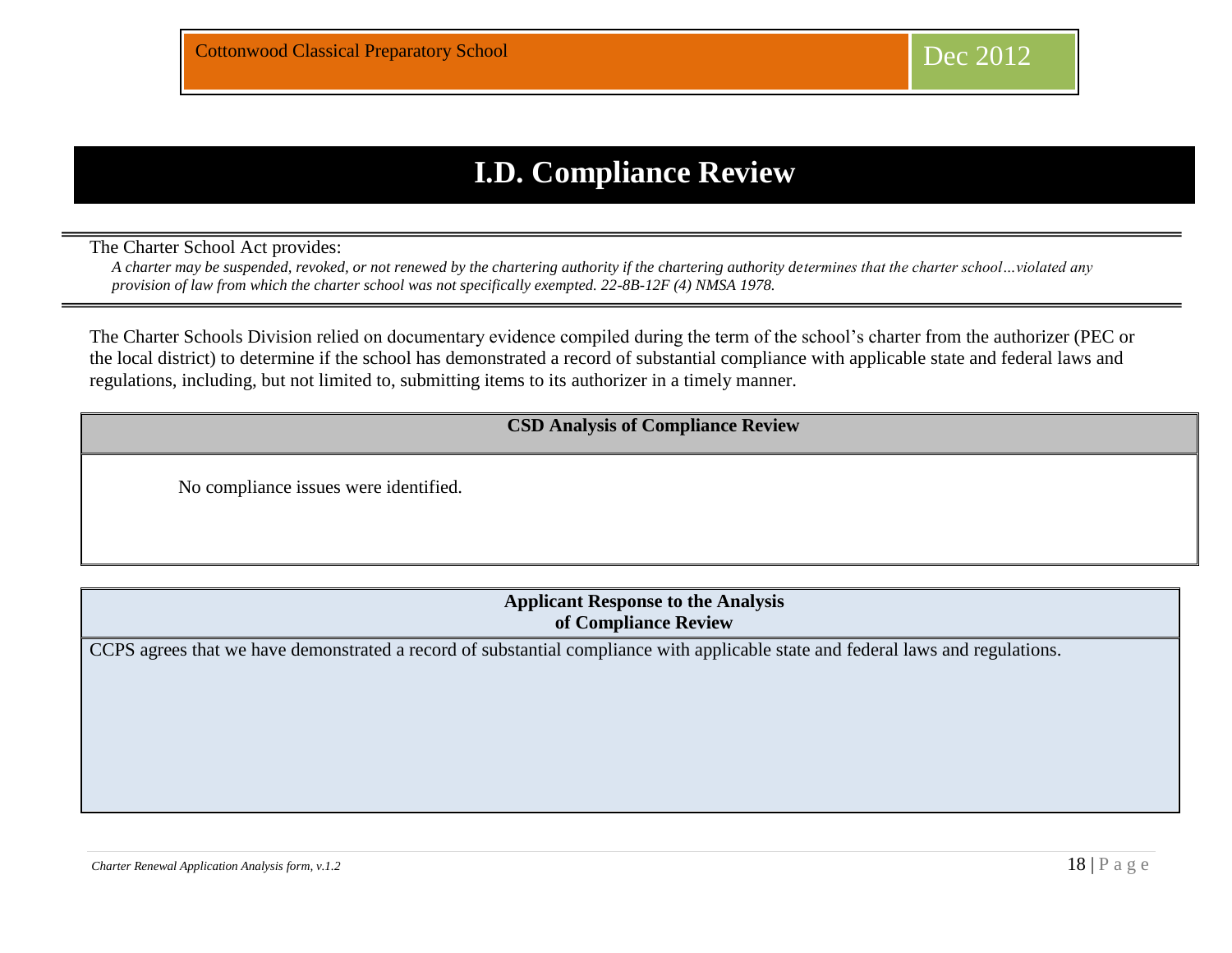# I.D. Compliance Review

The Charter School Act provides:

*A charter may be suspended, revoked, or not renewed by the chartering authority if the chartering authority determines that the charter school…violated any provision of law from which the charter school was not specifically exempted. 22-8B-12F (4) NMSA 1978.*

The Charter Schools Division relied on documentary evidence compiled during the term of the school's charter from the authorizer (PEC or the local district) to determine if the school has demonstrated a record of substantial compliance with applicable state and federal laws and regulations, including, but not limited to, submitting items to its authorizer in a timely manner.

| **CSD Analysis of Compliance Review** |
| --- |
| No compliance issues were identified. |

| **Applicant Response to the Analysis of Compliance Review** |
| --- |
| CCPS agrees that we have demonstrated a record of substantial compliance with applicable state and federal laws and regulations. |